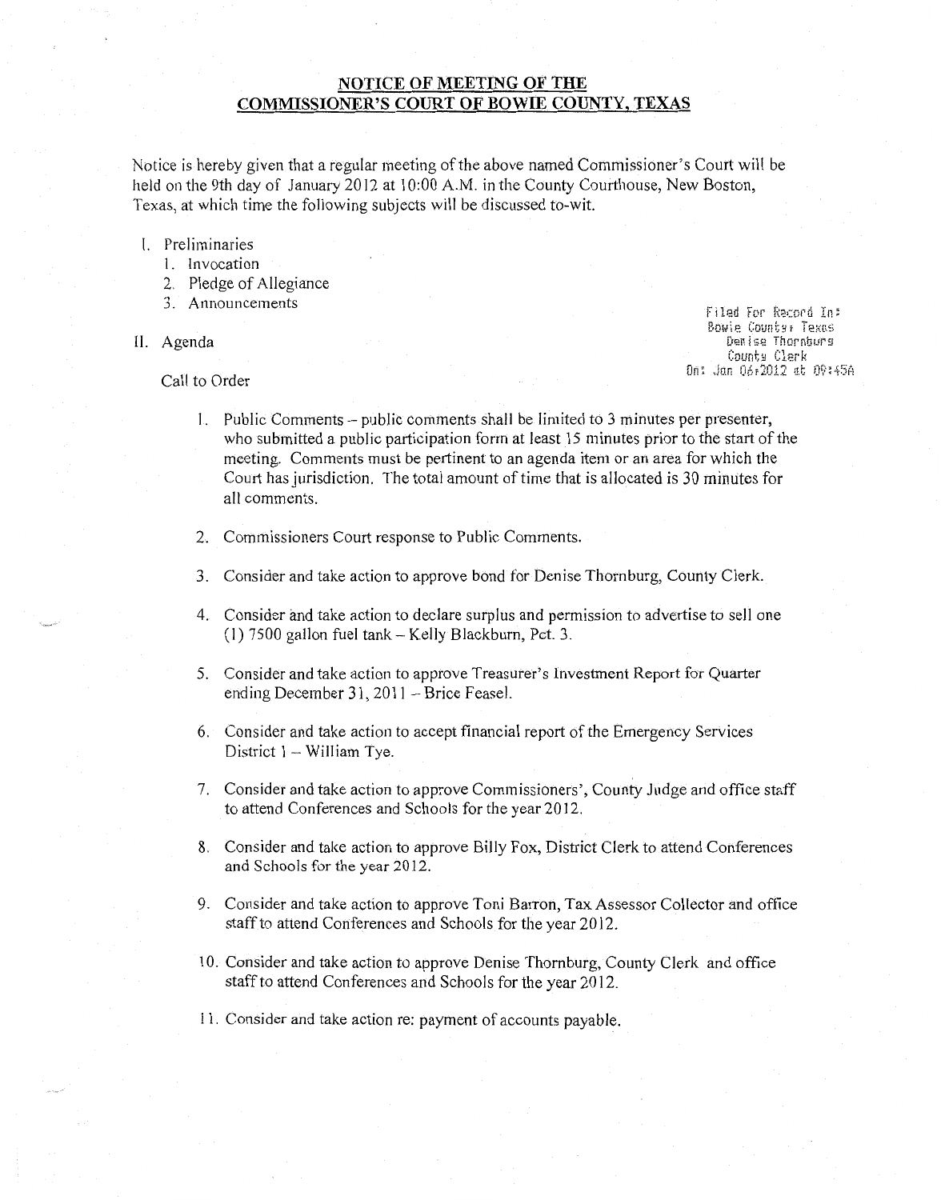## NOTICE OF MEETING OF THE COMMISSIONER'S COURT OF BOWIE COUNTY, TEXAS

Notice is hereby given that a regular meeting of the above named Commissioner's Court will be held on the 9th day of January 2012 at 10:00 A.M. in the County Courthouse, New Boston, Texas, at which time the following subjects will be discussed to-wit.

I. Preliminaries
   1. Invocation
   2. Pledge of Allegiance
   3. Announcements

Filed For Record In:
Bowie County, Texas
Denise Thornburg
County Clerk
On: Jan 06, 2012 at 09:45A

II. Agenda

Call to Order

1. Public Comments – public comments shall be limited to 3 minutes per presenter, who submitted a public participation form at least 15 minutes prior to the start of the meeting. Comments must be pertinent to an agenda item or an area for which the Court has jurisdiction. The total amount of time that is allocated is 30 minutes for all comments.

2. Commissioners Court response to Public Comments.

3. Consider and take action to approve bond for Denise Thornburg, County Clerk.

4. Consider and take action to declare surplus and permission to advertise to sell one (1) 7500 gallon fuel tank – Kelly Blackburn, Pct. 3.

5. Consider and take action to approve Treasurer's Investment Report for Quarter ending December 31, 2011 – Brice Feasel.

6. Consider and take action to accept financial report of the Emergency Services District 1 – William Tye.

7. Consider and take action to approve Commissioners', County Judge and office staff to attend Conferences and Schools for the year 2012.

8. Consider and take action to approve Billy Fox, District Clerk to attend Conferences and Schools for the year 2012.

9. Consider and take action to approve Toni Barron, Tax Assessor Collector and office staff to attend Conferences and Schools for the year 2012.

10. Consider and take action to approve Denise Thornburg, County Clerk and office staff to attend Conferences and Schools for the year 2012.

11. Consider and take action re: payment of accounts payable.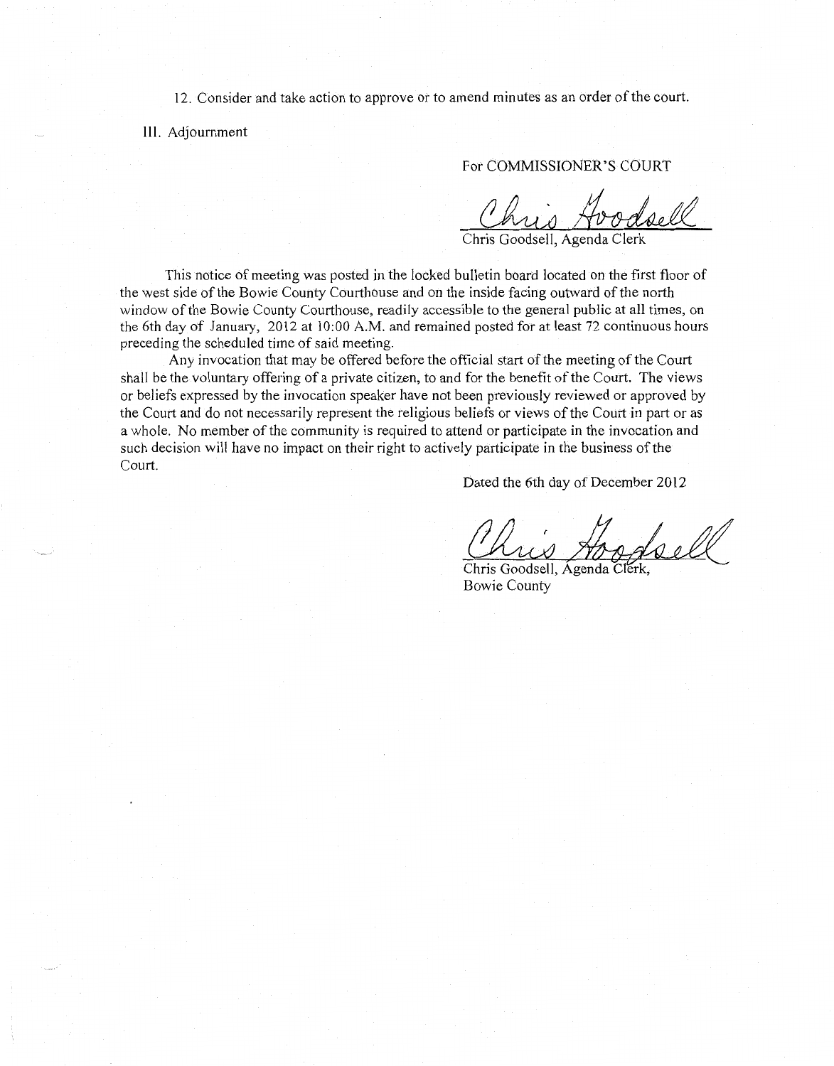12. Consider and take action to approve or to amend minutes as an order of the court.

III. Adjournment

For COMMISSIONER'S COURT

Chris Goodsell

Chris Goodsell, Agenda Clerk

This notice of meeting was posted in the locked bulletin board located on the first floor of the west side of the Bowie County Courthouse and on the inside facing outward of the north window of the Bowie County Courthouse, readily accessible to the general public at all times, on the 6th day of January, 2012 at 10:00 A.M. and remained posted for at least 72 continuous hours preceding the scheduled time of said meeting.

Any invocation that may be offered before the official start of the meeting of the Court shall be the voluntary offering of a private citizen, to and for the benefit of the Court. The views or beliefs expressed by the invocation speaker have not been previously reviewed or approved by the Court and do not necessarily represent the religious beliefs or views of the Court in part or as a whole. No member of the community is required to attend or participate in the invocation and such decision will have no impact on their right to actively participate in the business of the Court.

Dated the 6th day of December 2012

Chris Goodsell

Chris Goodsell, Agenda Clerk,
Bowie County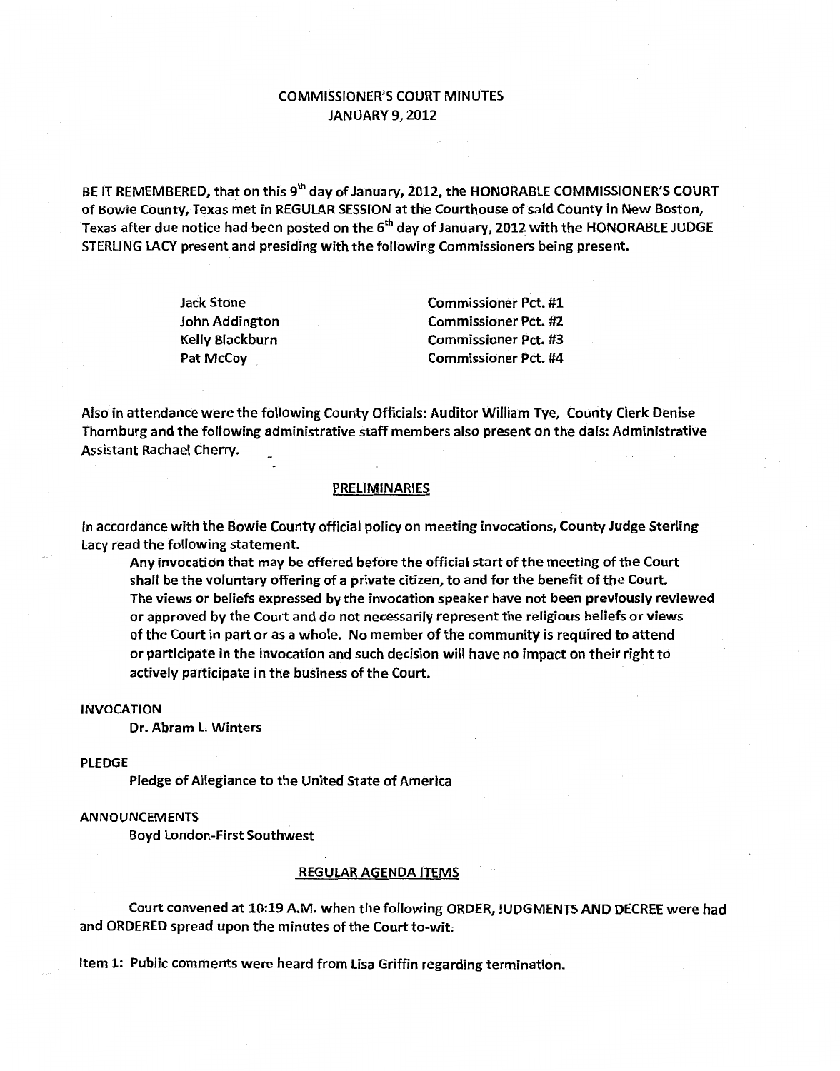# COMMISSIONER'S COURT MINUTES
# JANUARY 9, 2012

BE IT REMEMBERED, that on this 9th day of January, 2012, the HONORABLE COMMISSIONER'S COURT of Bowie County, Texas met in REGULAR SESSION at the Courthouse of said County in New Boston, Texas after due notice had been posted on the 6th day of January, 2012 with the HONORABLE JUDGE STERLING LACY present and presiding with the following Commissioners being present.

| | |
|---|---|
| Jack Stone | Commissioner Pct. #1 |
| John Addington | Commissioner Pct. #2 |
| Kelly Blackburn | Commissioner Pct. #3 |
| Pat McCoy | Commissioner Pct. #4 |

Also in attendance were the following County Officials: Auditor William Tye, County Clerk Denise Thornburg and the following administrative staff members also present on the dais: Administrative Assistant Rachael Cherry.

## PRELIMINARIES

In accordance with the Bowie County official policy on meeting invocations, County Judge Sterling Lacy read the following statement.

> Any invocation that may be offered before the official start of the meeting of the Court shall be the voluntary offering of a private citizen, to and for the benefit of the Court. The views or beliefs expressed by the invocation speaker have not been previously reviewed or approved by the Court and do not necessarily represent the religious beliefs or views of the Court in part or as a whole. No member of the community is required to attend or participate in the invocation and such decision will have no impact on their right to actively participate in the business of the Court.

INVOCATION

Dr. Abram L. Winters

PLEDGE

Pledge of Allegiance to the United State of America

ANNOUNCEMENTS

Boyd London-First Southwest

## REGULAR AGENDA ITEMS

Court convened at 10:19 A.M. when the following ORDER, JUDGMENTS AND DECREE were had and ORDERED spread upon the minutes of the Court to-wit:

Item 1: Public comments were heard from Lisa Griffin regarding termination.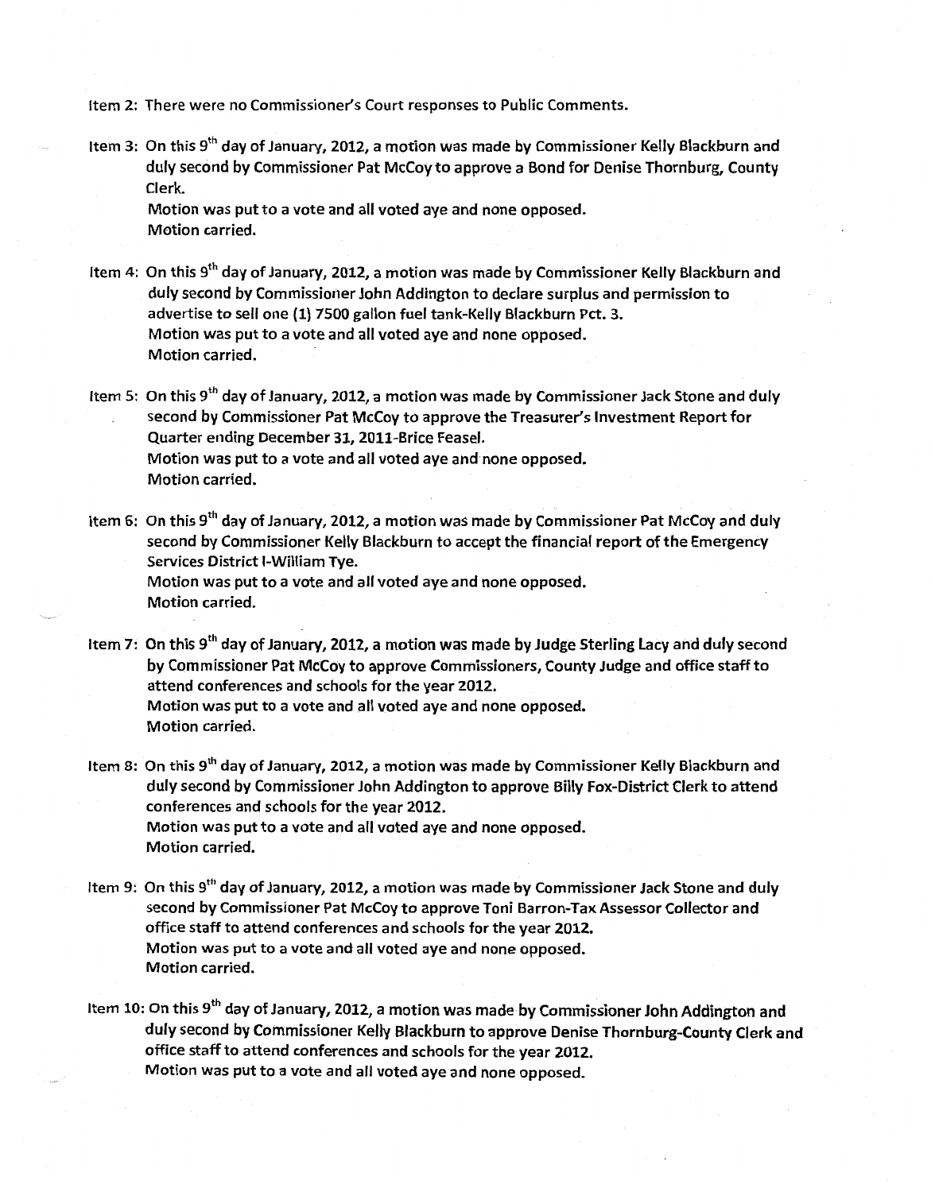Item 2: There were no Commissioner's Court responses to Public Comments.

Item 3: On this 9th day of January, 2012, a motion was made by Commissioner Kelly Blackburn and duly second by Commissioner Pat McCoy to approve a Bond for Denise Thornburg, County Clerk.
Motion was put to a vote and all voted aye and none opposed.
Motion carried.

Item 4: On this 9th day of January, 2012, a motion was made by Commissioner Kelly Blackburn and duly second by Commissioner John Addington to declare surplus and permission to advertise to sell one (1) 7500 gallon fuel tank-Kelly Blackburn Pct. 3.
Motion was put to a vote and all voted aye and none opposed.
Motion carried.

Item 5: On this 9th day of January, 2012, a motion was made by Commissioner Jack Stone and duly second by Commissioner Pat McCoy to approve the Treasurer's Investment Report for Quarter ending December 31, 2011-Brice Feasel.
Motion was put to a vote and all voted aye and none opposed.
Motion carried.

Item 6: On this 9th day of January, 2012, a motion was made by Commissioner Pat McCoy and duly second by Commissioner Kelly Blackburn to accept the financial report of the Emergency Services District I-William Tye.
Motion was put to a vote and all voted aye and none opposed.
Motion carried.

Item 7: On this 9th day of January, 2012, a motion was made by Judge Sterling Lacy and duly second by Commissioner Pat McCoy to approve Commissioners, County Judge and office staff to attend conferences and schools for the year 2012.
Motion was put to a vote and all voted aye and none opposed.
Motion carried.

Item 8: On this 9th day of January, 2012, a motion was made by Commissioner Kelly Blackburn and duly second by Commissioner John Addington to approve Billy Fox-District Clerk to attend conferences and schools for the year 2012.
Motion was put to a vote and all voted aye and none opposed.
Motion carried.

Item 9: On this 9th day of January, 2012, a motion was made by Commissioner Jack Stone and duly second by Commissioner Pat McCoy to approve Toni Barron-Tax Assessor Collector and office staff to attend conferences and schools for the year 2012.
Motion was put to a vote and all voted aye and none opposed.
Motion carried.

Item 10: On this 9th day of January, 2012, a motion was made by Commissioner John Addington and duly second by Commissioner Kelly Blackburn to approve Denise Thornburg-County Clerk and office staff to attend conferences and schools for the year 2012.
Motion was put to a vote and all voted aye and none opposed.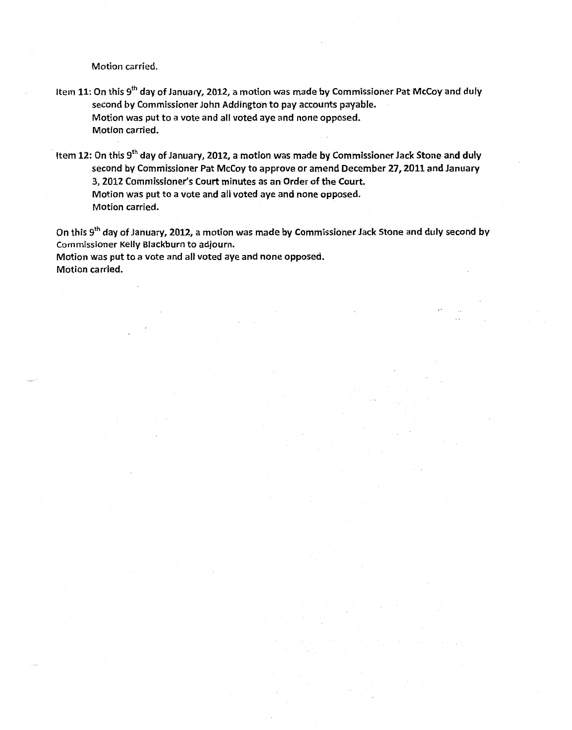Motion carried.

Item 11: On this 9th day of January, 2012, a motion was made by Commissioner Pat McCoy and duly second by Commissioner John Addington to pay accounts payable.
Motion was put to a vote and all voted aye and none opposed.
Motion carried.

Item 12: On this 9th day of January, 2012, a motion was made by Commissioner Jack Stone and duly second by Commissioner Pat McCoy to approve or amend December 27, 2011 and January 3, 2012 Commissioner's Court minutes as an Order of the Court.
Motion was put to a vote and all voted aye and none opposed.
Motion carried.

On this 9th day of January, 2012, a motion was made by Commissioner Jack Stone and duly second by Commissioner Kelly Blackburn to adjourn.
Motion was put to a vote and all voted aye and none opposed.
Motion carried.